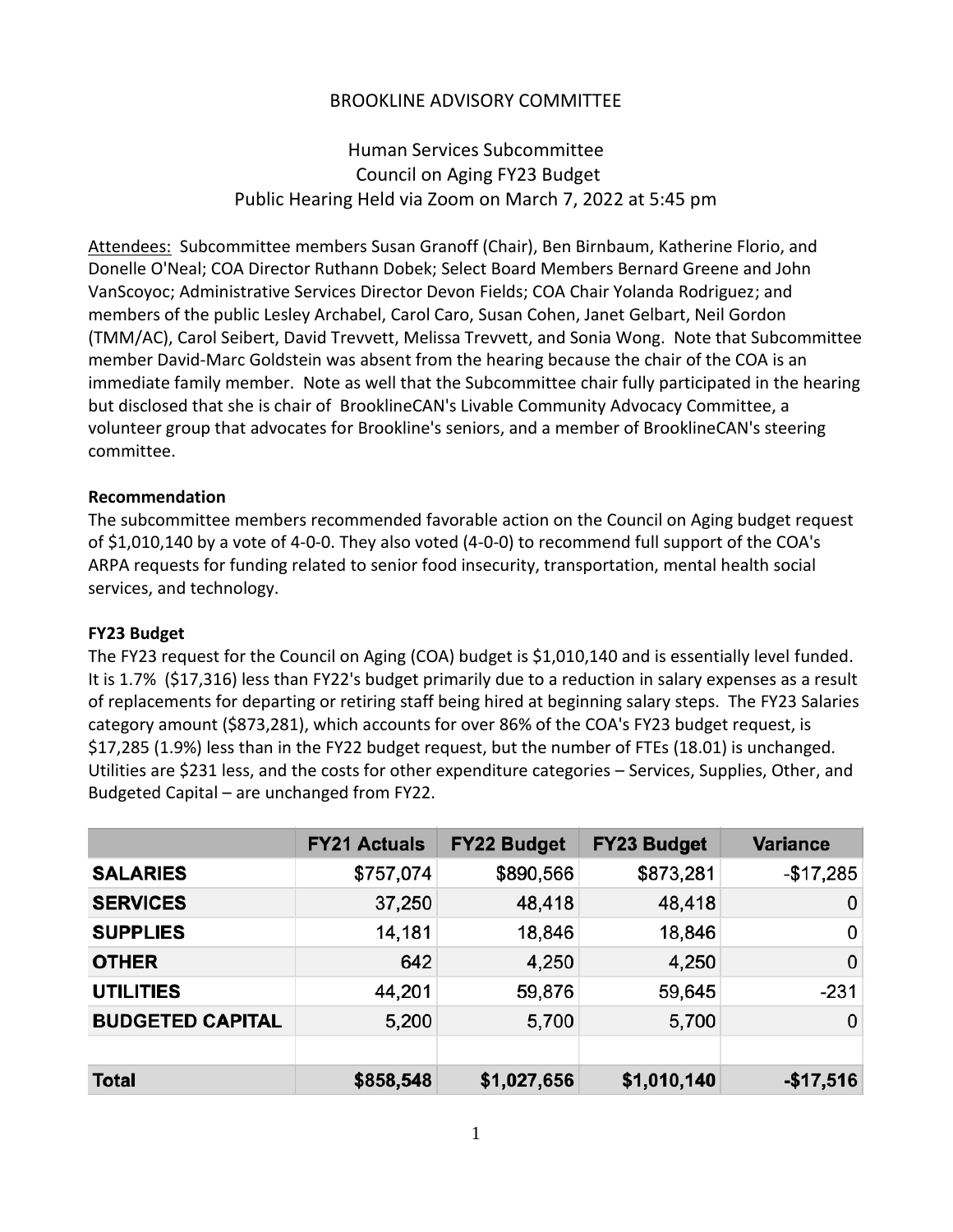# BROOKLINE ADVISORY COMMITTEE

## Human Services Subcommittee
## Council on Aging FY23 Budget
## Public Hearing Held via Zoom on March 7, 2022 at 5:45 pm

Attendees: Subcommittee members Susan Granoff (Chair), Ben Birnbaum, Katherine Florio, and Donelle O'Neal; COA Director Ruthann Dobek; Select Board Members Bernard Greene and John VanScoyoc; Administrative Services Director Devon Fields; COA Chair Yolanda Rodriguez; and members of the public Lesley Archabel, Carol Caro, Susan Cohen, Janet Gelbart, Neil Gordon (TMM/AC), Carol Seibert, David Trevvett, Melissa Trevvett, and Sonia Wong. Note that Subcommittee member David-Marc Goldstein was absent from the hearing because the chair of the COA is an immediate family member. Note as well that the Subcommittee chair fully participated in the hearing but disclosed that she is chair of BrooklineCAN's Livable Community Advocacy Committee, a volunteer group that advocates for Brookline's seniors, and a member of BrooklineCAN's steering committee.

**Recommendation**

The subcommittee members recommended favorable action on the Council on Aging budget request of $1,010,140 by a vote of 4-0-0. They also voted (4-0-0) to recommend full support of the COA's ARPA requests for funding related to senior food insecurity, transportation, mental health social services, and technology.

**FY23 Budget**

The FY23 request for the Council on Aging (COA) budget is $1,010,140 and is essentially level funded. It is 1.7% ($17,316) less than FY22's budget primarily due to a reduction in salary expenses as a result of replacements for departing or retiring staff being hired at beginning salary steps. The FY23 Salaries category amount ($873,281), which accounts for over 86% of the COA's FY23 budget request, is $17,285 (1.9%) less than in the FY22 budget request, but the number of FTEs (18.01) is unchanged. Utilities are $231 less, and the costs for other expenditure categories – Services, Supplies, Other, and Budgeted Capital – are unchanged from FY22.

| | FY21 Actuals | FY22 Budget | FY23 Budget | Variance |
|---|---|---|---|---|
| **SALARIES** | $757,074 | $890,566 | $873,281 | -$17,285 |
| **SERVICES** | 37,250 | 48,418 | 48,418 | 0 |
| **SUPPLIES** | 14,181 | 18,846 | 18,846 | 0 |
| **OTHER** | 642 | 4,250 | 4,250 | 0 |
| **UTILITIES** | 44,201 | 59,876 | 59,645 | -231 |
| **BUDGETED CAPITAL** | 5,200 | 5,700 | 5,700 | 0 |
| | | | | |
| **Total** | **$858,548** | **$1,027,656** | **$1,010,140** | **-$17,516** |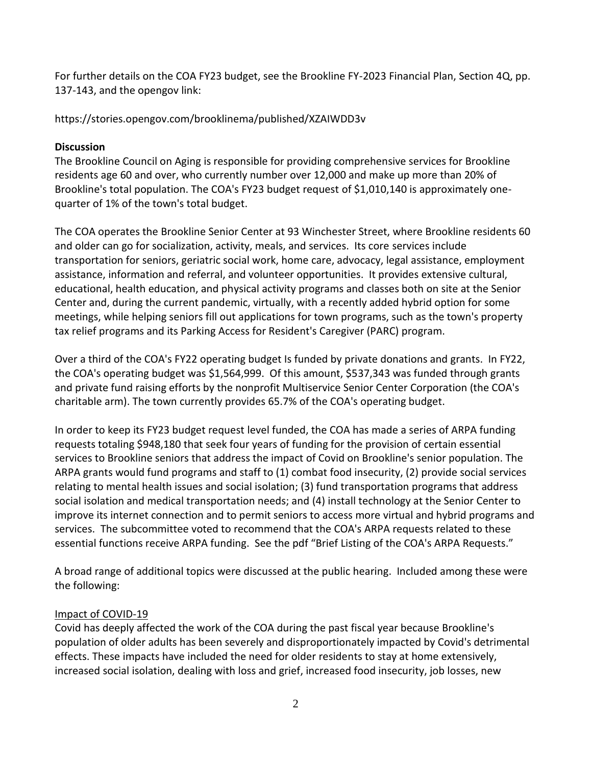For further details on the COA FY23 budget, see the Brookline FY-2023 Financial Plan, Section 4Q, pp. 137-143, and the opengov link:

https://stories.opengov.com/brooklinema/published/XZAIWDD3v

**Discussion**

The Brookline Council on Aging is responsible for providing comprehensive services for Brookline residents age 60 and over, who currently number over 12,000 and make up more than 20% of Brookline's total population. The COA's FY23 budget request of $1,010,140 is approximately one-quarter of 1% of the town's total budget.

The COA operates the Brookline Senior Center at 93 Winchester Street, where Brookline residents 60 and older can go for socialization, activity, meals, and services. Its core services include transportation for seniors, geriatric social work, home care, advocacy, legal assistance, employment assistance, information and referral, and volunteer opportunities. It provides extensive cultural, educational, health education, and physical activity programs and classes both on site at the Senior Center and, during the current pandemic, virtually, with a recently added hybrid option for some meetings, while helping seniors fill out applications for town programs, such as the town's property tax relief programs and its Parking Access for Resident's Caregiver (PARC) program.

Over a third of the COA's FY22 operating budget Is funded by private donations and grants. In FY22, the COA's operating budget was $1,564,999. Of this amount, $537,343 was funded through grants and private fund raising efforts by the nonprofit Multiservice Senior Center Corporation (the COA's charitable arm). The town currently provides 65.7% of the COA's operating budget.

In order to keep its FY23 budget request level funded, the COA has made a series of ARPA funding requests totaling $948,180 that seek four years of funding for the provision of certain essential services to Brookline seniors that address the impact of Covid on Brookline's senior population. The ARPA grants would fund programs and staff to (1) combat food insecurity, (2) provide social services relating to mental health issues and social isolation; (3) fund transportation programs that address social isolation and medical transportation needs; and (4) install technology at the Senior Center to improve its internet connection and to permit seniors to access more virtual and hybrid programs and services. The subcommittee voted to recommend that the COA's ARPA requests related to these essential functions receive ARPA funding. See the pdf "Brief Listing of the COA's ARPA Requests."

A broad range of additional topics were discussed at the public hearing. Included among these were the following:

Impact of COVID-19

Covid has deeply affected the work of the COA during the past fiscal year because Brookline's population of older adults has been severely and disproportionately impacted by Covid's detrimental effects. These impacts have included the need for older residents to stay at home extensively, increased social isolation, dealing with loss and grief, increased food insecurity, job losses, new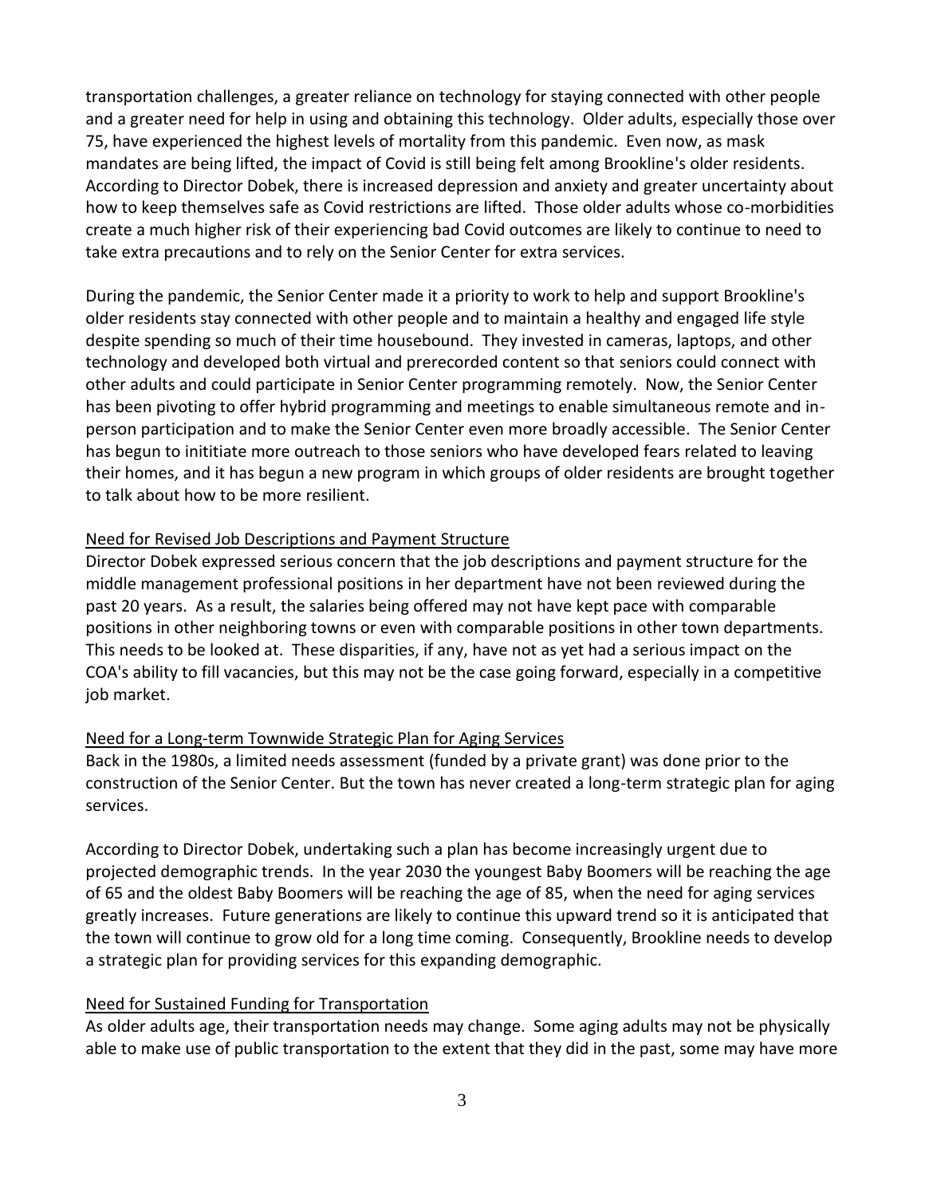transportation challenges, a greater reliance on technology for staying connected with other people and a greater need for help in using and obtaining this technology. Older adults, especially those over 75, have experienced the highest levels of mortality from this pandemic. Even now, as mask mandates are being lifted, the impact of Covid is still being felt among Brookline's older residents. According to Director Dobek, there is increased depression and anxiety and greater uncertainty about how to keep themselves safe as Covid restrictions are lifted. Those older adults whose co-morbidities create a much higher risk of their experiencing bad Covid outcomes are likely to continue to need to take extra precautions and to rely on the Senior Center for extra services.

During the pandemic, the Senior Center made it a priority to work to help and support Brookline's older residents stay connected with other people and to maintain a healthy and engaged life style despite spending so much of their time housebound. They invested in cameras, laptops, and other technology and developed both virtual and prerecorded content so that seniors could connect with other adults and could participate in Senior Center programming remotely. Now, the Senior Center has been pivoting to offer hybrid programming and meetings to enable simultaneous remote and in-person participation and to make the Senior Center even more broadly accessible. The Senior Center has begun to inititiate more outreach to those seniors who have developed fears related to leaving their homes, and it has begun a new program in which groups of older residents are brought together to talk about how to be more resilient.

Need for Revised Job Descriptions and Payment Structure

Director Dobek expressed serious concern that the job descriptions and payment structure for the middle management professional positions in her department have not been reviewed during the past 20 years. As a result, the salaries being offered may not have kept pace with comparable positions in other neighboring towns or even with comparable positions in other town departments. This needs to be looked at. These disparities, if any, have not as yet had a serious impact on the COA's ability to fill vacancies, but this may not be the case going forward, especially in a competitive job market.

Need for a Long-term Townwide Strategic Plan for Aging Services

Back in the 1980s, a limited needs assessment (funded by a private grant) was done prior to the construction of the Senior Center. But the town has never created a long-term strategic plan for aging services.

According to Director Dobek, undertaking such a plan has become increasingly urgent due to projected demographic trends. In the year 2030 the youngest Baby Boomers will be reaching the age of 65 and the oldest Baby Boomers will be reaching the age of 85, when the need for aging services greatly increases. Future generations are likely to continue this upward trend so it is anticipated that the town will continue to grow old for a long time coming. Consequently, Brookline needs to develop a strategic plan for providing services for this expanding demographic.

Need for Sustained Funding for Transportation

As older adults age, their transportation needs may change. Some aging adults may not be physically able to make use of public transportation to the extent that they did in the past, some may have more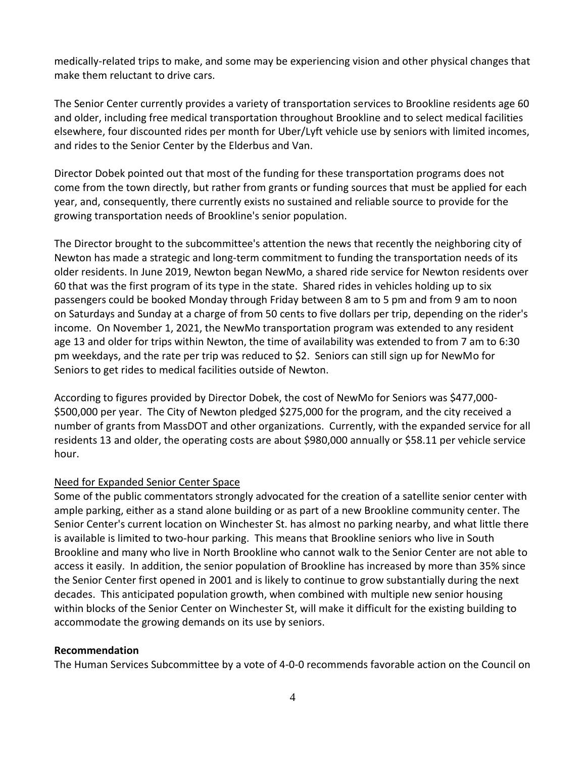medically-related trips to make, and some may be experiencing vision and other physical changes that make them reluctant to drive cars.

The Senior Center currently provides a variety of transportation services to Brookline residents age 60 and older, including free medical transportation throughout Brookline and to select medical facilities elsewhere, four discounted rides per month for Uber/Lyft vehicle use by seniors with limited incomes, and rides to the Senior Center by the Elderbus and Van.

Director Dobek pointed out that most of the funding for these transportation programs does not come from the town directly, but rather from grants or funding sources that must be applied for each year, and, consequently, there currently exists no sustained and reliable source to provide for the growing transportation needs of Brookline's senior population.

The Director brought to the subcommittee's attention the news that recently the neighboring city of Newton has made a strategic and long-term commitment to funding the transportation needs of its older residents. In June 2019, Newton began NewMo, a shared ride service for Newton residents over 60 that was the first program of its type in the state. Shared rides in vehicles holding up to six passengers could be booked Monday through Friday between 8 am to 5 pm and from 9 am to noon on Saturdays and Sunday at a charge of from 50 cents to five dollars per trip, depending on the rider's income. On November 1, 2021, the NewMo transportation program was extended to any resident age 13 and older for trips within Newton, the time of availability was extended to from 7 am to 6:30 pm weekdays, and the rate per trip was reduced to $2. Seniors can still sign up for NewMo for Seniors to get rides to medical facilities outside of Newton.

According to figures provided by Director Dobek, the cost of NewMo for Seniors was $477,000-$500,000 per year. The City of Newton pledged $275,000 for the program, and the city received a number of grants from MassDOT and other organizations. Currently, with the expanded service for all residents 13 and older, the operating costs are about $980,000 annually or $58.11 per vehicle service hour.

Need for Expanded Senior Center Space

Some of the public commentators strongly advocated for the creation of a satellite senior center with ample parking, either as a stand alone building or as part of a new Brookline community center. The Senior Center's current location on Winchester St. has almost no parking nearby, and what little there is available is limited to two-hour parking. This means that Brookline seniors who live in South Brookline and many who live in North Brookline who cannot walk to the Senior Center are not able to access it easily. In addition, the senior population of Brookline has increased by more than 35% since the Senior Center first opened in 2001 and is likely to continue to grow substantially during the next decades. This anticipated population growth, when combined with multiple new senior housing within blocks of the Senior Center on Winchester St, will make it difficult for the existing building to accommodate the growing demands on its use by seniors.

**Recommendation**

The Human Services Subcommittee by a vote of 4-0-0 recommends favorable action on the Council on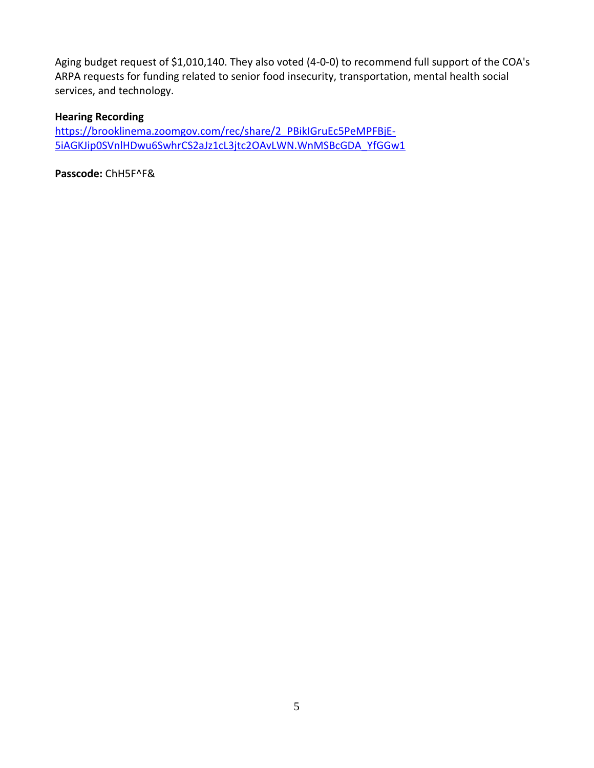Aging budget request of $1,010,140. They also voted (4-0-0) to recommend full support of the COA's ARPA requests for funding related to senior food insecurity, transportation, mental health social services, and technology.

**Hearing Recording**
https://brooklinema.zoomgov.com/rec/share/2_PBikIGruEc5PeMPFBjE-5iAGKJip0SVnlHDwu6SwhrCS2aJz1cL3jtc2OAvLWN.WnMSBcGDA_YfGGw1

**Passcode:** ChH5F^F&